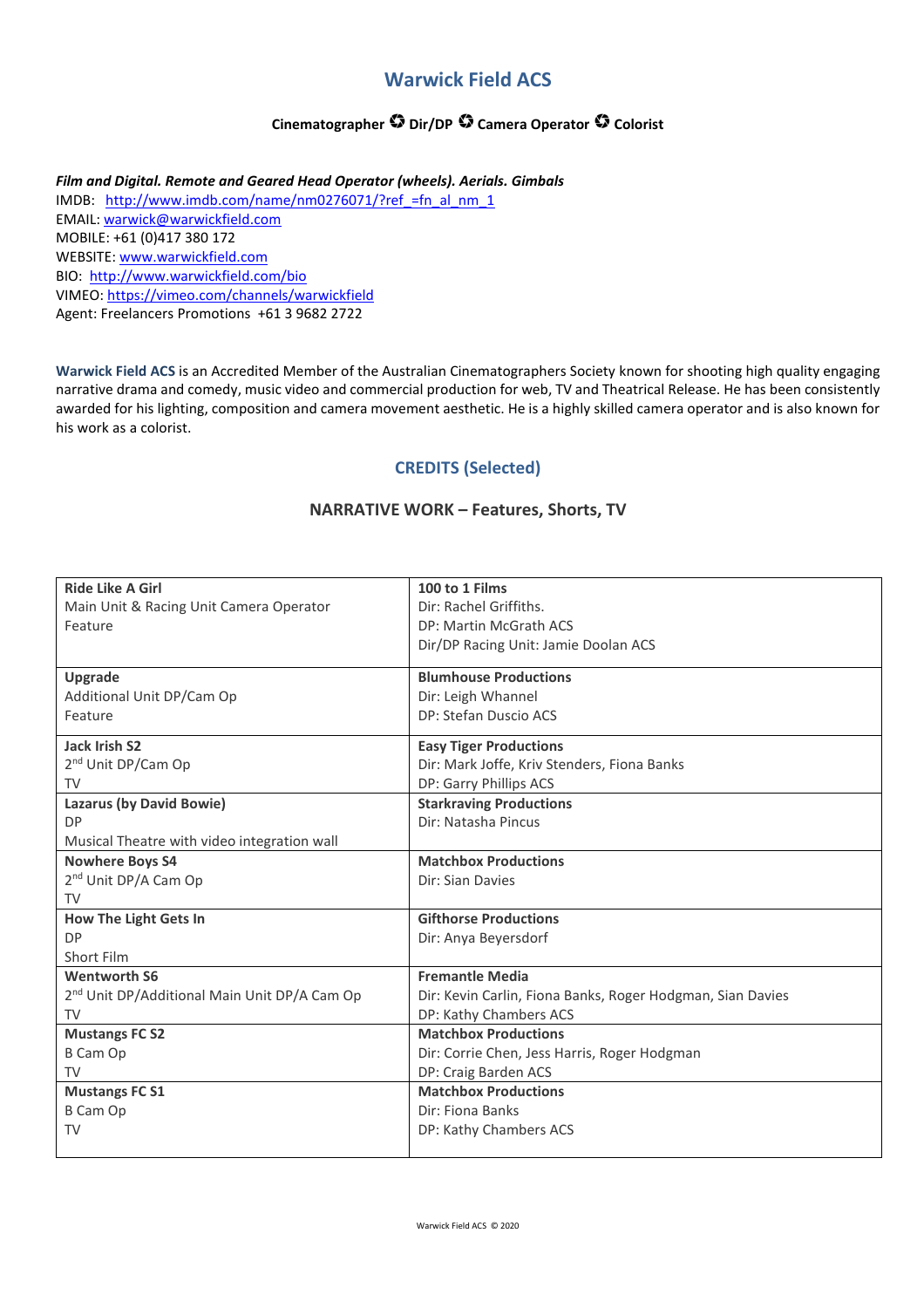# Warwick Field ACS

**Cinematographer ✪ Dir/DP ✪ Camera Operator ✪ Colorist**

***Film and Digital. Remote and Geared Head Operator (wheels). Aerials. Gimbals***

IMDB: http://www.imdb.com/name/nm0276071/?ref_=fn_al_nm_1
EMAIL: warwick@warwickfield.com
MOBILE: +61 (0)417 380 172
WEBSITE: www.warwickfield.com
BIO: http://www.warwickfield.com/bio
VIMEO: https://vimeo.com/channels/warwickfield
Agent: Freelancers Promotions +61 3 9682 2722

**Warwick Field ACS** is an Accredited Member of the Australian Cinematographers Society known for shooting high quality engaging narrative drama and comedy, music video and commercial production for web, TV and Theatrical Release. He has been consistently awarded for his lighting, composition and camera movement aesthetic. He is a highly skilled camera operator and is also known for his work as a colorist.

## CREDITS (Selected)

### NARRATIVE WORK – Features, Shorts, TV

| | |
|---|---|
| **Ride Like A Girl**<br>Main Unit & Racing Unit Camera Operator<br>Feature | **100 to 1 Films**<br>Dir: Rachel Griffiths.<br>DP: Martin McGrath ACS<br>Dir/DP Racing Unit: Jamie Doolan ACS |
| **Upgrade**<br>Additional Unit DP/Cam Op<br>Feature | **Blumhouse Productions**<br>Dir: Leigh Whannel<br>DP: Stefan Duscio ACS |
| **Jack Irish S2**<br>2nd Unit DP/Cam Op<br>TV | **Easy Tiger Productions**<br>Dir: Mark Joffe, Kriv Stenders, Fiona Banks<br>DP: Garry Phillips ACS |
| **Lazarus (by David Bowie)**<br>DP<br>Musical Theatre with video integration wall | **Starkraving Productions**<br>Dir: Natasha Pincus |
| **Nowhere Boys S4**<br>2nd Unit DP/A Cam Op<br>TV | **Matchbox Productions**<br>Dir: Sian Davies |
| **How The Light Gets In**<br>DP<br>Short Film | **Gifthorse Productions**<br>Dir: Anya Beyersdorf |
| **Wentworth S6**<br>2nd Unit DP/Additional Main Unit DP/A Cam Op<br>TV | **Fremantle Media**<br>Dir: Kevin Carlin, Fiona Banks, Roger Hodgman, Sian Davies<br>DP: Kathy Chambers ACS |
| **Mustangs FC S2**<br>B Cam Op<br>TV | **Matchbox Productions**<br>Dir: Corrie Chen, Jess Harris, Roger Hodgman<br>DP: Craig Barden ACS |
| **Mustangs FC S1**<br>B Cam Op<br>TV | **Matchbox Productions**<br>Dir: Fiona Banks<br>DP: Kathy Chambers ACS |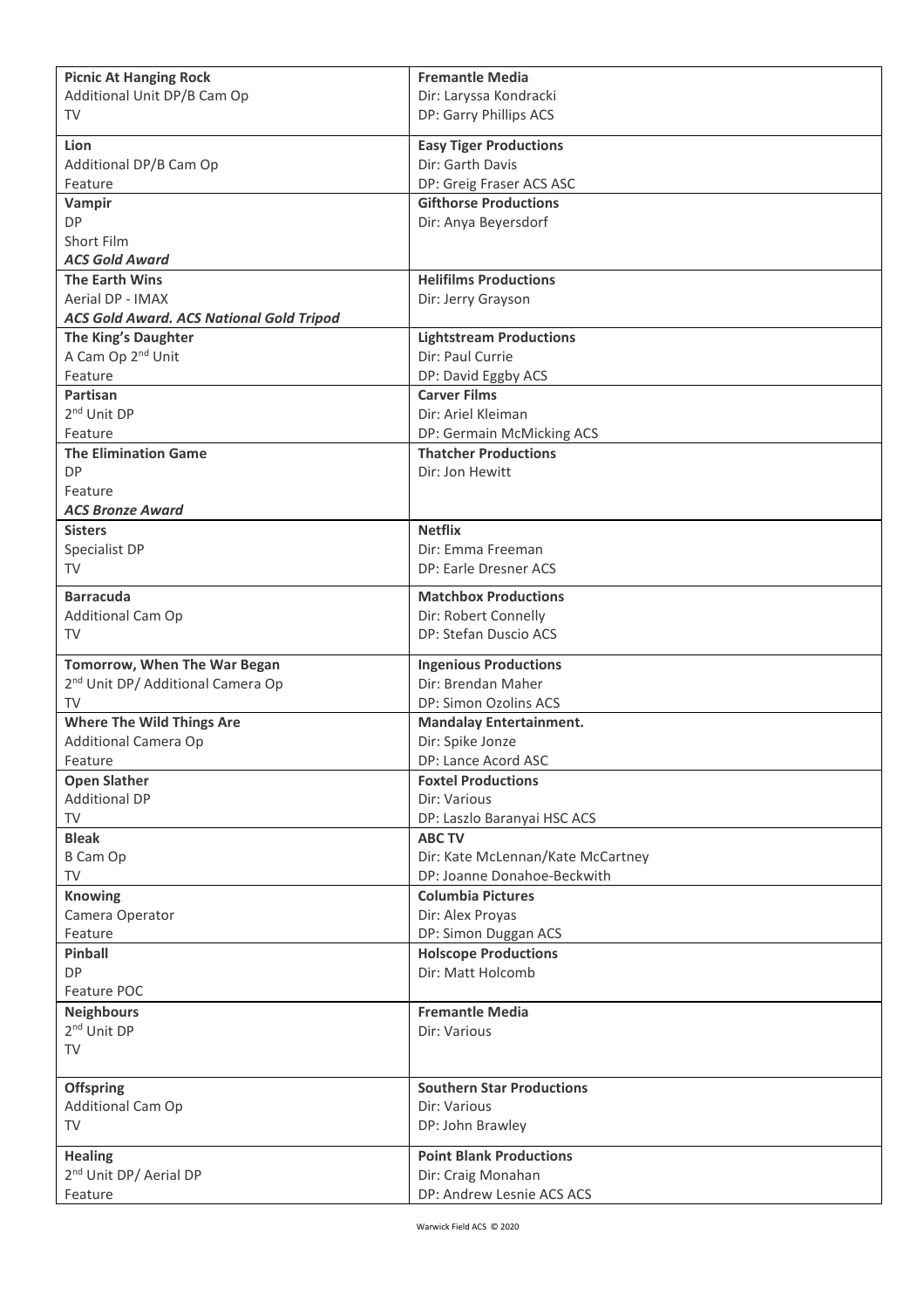| | |
|---|---|
| **Picnic At Hanging Rock**<br>Additional Unit DP/B Cam Op<br>TV | **Fremantle Media**<br>Dir: Laryssa Kondracki<br>DP: Garry Phillips ACS |
| **Lion**<br>Additional DP/B Cam Op<br>Feature | **Easy Tiger Productions**<br>Dir: Garth Davis<br>DP: Greig Fraser ACS ASC |
| **Vampir**<br>DP<br>Short Film<br>***ACS Gold Award*** | **Gifthorse Productions**<br>Dir: Anya Beyersdorf |
| **The Earth Wins**<br>Aerial DP - IMAX<br>***ACS Gold Award. ACS National Gold Tripod*** | **Helifilms Productions**<br>Dir: Jerry Grayson |
| **The King's Daughter**<br>A Cam Op 2nd Unit<br>Feature | **Lightstream Productions**<br>Dir: Paul Currie<br>DP: David Eggby ACS |
| **Partisan**<br>2nd Unit DP<br>Feature | **Carver Films**<br>Dir: Ariel Kleiman<br>DP: Germain McMicking ACS |
| **The Elimination Game**<br>DP<br>Feature<br>***ACS Bronze Award*** | **Thatcher Productions**<br>Dir: Jon Hewitt |
| **Sisters**<br>Specialist DP<br>TV | **Netflix**<br>Dir: Emma Freeman<br>DP: Earle Dresner ACS |
| **Barracuda**<br>Additional Cam Op<br>TV | **Matchbox Productions**<br>Dir: Robert Connelly<br>DP: Stefan Duscio ACS |
| **Tomorrow, When The War Began**<br>2nd Unit DP/ Additional Camera Op<br>TV | **Ingenious Productions**<br>Dir: Brendan Maher<br>DP: Simon Ozolins ACS |
| **Where The Wild Things Are**<br>Additional Camera Op<br>Feature | **Mandalay Entertainment.**<br>Dir: Spike Jonze<br>DP: Lance Acord ASC |
| **Open Slather**<br>Additional DP<br>TV | **Foxtel Productions**<br>Dir: Various<br>DP: Laszlo Baranyai HSC ACS |
| **Bleak**<br>B Cam Op<br>TV | **ABC TV**<br>Dir: Kate McLennan/Kate McCartney<br>DP: Joanne Donahoe-Beckwith |
| **Knowing**<br>Camera Operator<br>Feature | **Columbia Pictures**<br>Dir: Alex Proyas<br>DP: Simon Duggan ACS |
| **Pinball**<br>DP<br>Feature POC | **Holscope Productions**<br>Dir: Matt Holcomb |
| **Neighbours**<br>2nd Unit DP<br>TV | **Fremantle Media**<br>Dir: Various |
| **Offspring**<br>Additional Cam Op<br>TV | **Southern Star Productions**<br>Dir: Various<br>DP: John Brawley |
| **Healing**<br>2nd Unit DP/ Aerial DP<br>Feature | **Point Blank Productions**<br>Dir: Craig Monahan<br>DP: Andrew Lesnie ACS ACS |

Warwick Field ACS © 2020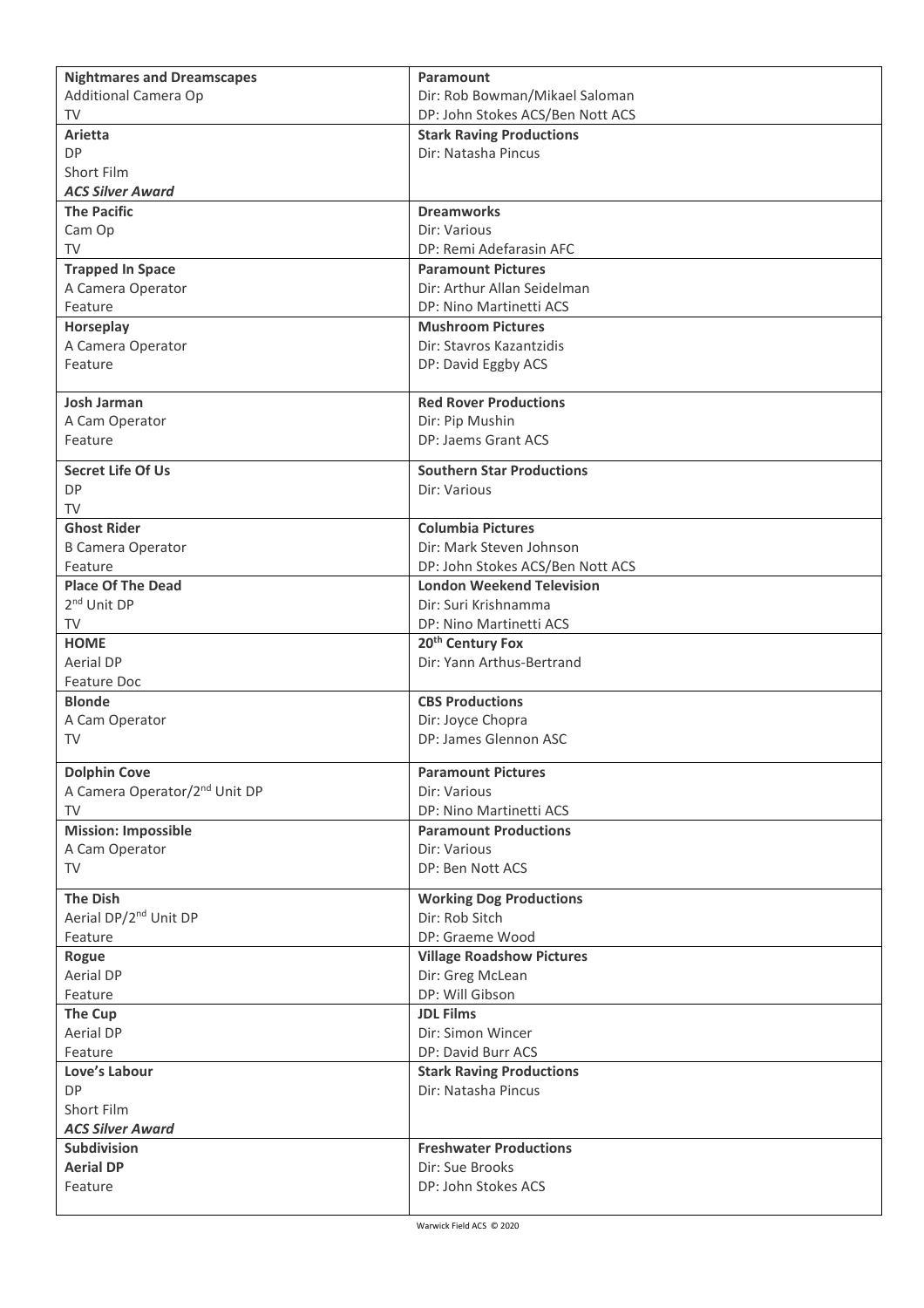| | |
|---|---|
| **Nightmares and Dreamscapes**<br>Additional Camera Op<br>TV | **Paramount**<br>Dir: Rob Bowman/Mikael Saloman<br>DP: John Stokes ACS/Ben Nott ACS |
| **Arietta**<br>DP<br>Short Film<br>***ACS Silver Award*** | **Stark Raving Productions**<br>Dir: Natasha Pincus |
| **The Pacific**<br>Cam Op<br>TV | **Dreamworks**<br>Dir: Various<br>DP: Remi Adefarasin AFC |
| **Trapped In Space**<br>A Camera Operator<br>Feature | **Paramount Pictures**<br>Dir: Arthur Allan Seidelman<br>DP: Nino Martinetti ACS |
| **Horseplay**<br>A Camera Operator<br>Feature | **Mushroom Pictures**<br>Dir: Stavros Kazantzidis<br>DP: David Eggby ACS |
| **Josh Jarman**<br>A Cam Operator<br>Feature | **Red Rover Productions**<br>Dir: Pip Mushin<br>DP: Jaems Grant ACS |
| **Secret Life Of Us**<br>DP<br>TV | **Southern Star Productions**<br>Dir: Various |
| **Ghost Rider**<br>B Camera Operator<br>Feature | **Columbia Pictures**<br>Dir: Mark Steven Johnson<br>DP: John Stokes ACS/Ben Nott ACS |
| **Place Of The Dead**<br>2nd Unit DP<br>TV | **London Weekend Television**<br>Dir: Suri Krishnamma<br>DP: Nino Martinetti ACS |
| **HOME**<br>Aerial DP<br>Feature Doc | **20th Century Fox**<br>Dir: Yann Arthus-Bertrand |
| **Blonde**<br>A Cam Operator<br>TV | **CBS Productions**<br>Dir: Joyce Chopra<br>DP: James Glennon ASC |
| **Dolphin Cove**<br>A Camera Operator/2nd Unit DP<br>TV | **Paramount Pictures**<br>Dir: Various<br>DP: Nino Martinetti ACS |
| **Mission: Impossible**<br>A Cam Operator<br>TV | **Paramount Productions**<br>Dir: Various<br>DP: Ben Nott ACS |
| **The Dish**<br>Aerial DP/2nd Unit DP<br>Feature | **Working Dog Productions**<br>Dir: Rob Sitch<br>DP: Graeme Wood |
| **Rogue**<br>Aerial DP<br>Feature | **Village Roadshow Pictures**<br>Dir: Greg McLean<br>DP: Will Gibson |
| **The Cup**<br>Aerial DP<br>Feature | **JDL Films**<br>Dir: Simon Wincer<br>DP: David Burr ACS |
| **Love's Labour**<br>DP<br>Short Film<br>***ACS Silver Award*** | **Stark Raving Productions**<br>Dir: Natasha Pincus |
| **Subdivision**<br>**Aerial DP**<br>Feature | **Freshwater Productions**<br>Dir: Sue Brooks<br>DP: John Stokes ACS |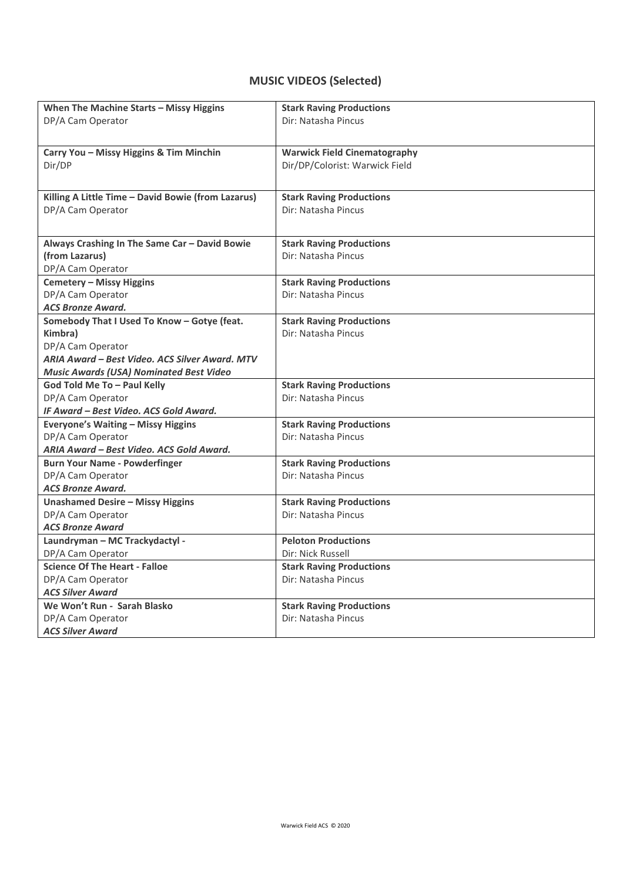## MUSIC VIDEOS (Selected)

| | |
|---|---|
| **When The Machine Starts – Missy Higgins**<br>DP/A Cam Operator | **Stark Raving Productions**<br>Dir: Natasha Pincus |
| **Carry You – Missy Higgins & Tim Minchin**<br>Dir/DP | **Warwick Field Cinematography**<br>Dir/DP/Colorist: Warwick Field |
| **Killing A Little Time – David Bowie (from Lazarus)**<br>DP/A Cam Operator | **Stark Raving Productions**<br>Dir: Natasha Pincus |
| **Always Crashing In The Same Car – David Bowie (from Lazarus)**<br>DP/A Cam Operator | **Stark Raving Productions**<br>Dir: Natasha Pincus |
| **Cemetery – Missy Higgins**<br>DP/A Cam Operator<br>***ACS Bronze Award.*** | **Stark Raving Productions**<br>Dir: Natasha Pincus |
| **Somebody That I Used To Know – Gotye (feat. Kimbra)**<br>DP/A Cam Operator<br>***ARIA Award – Best Video. ACS Silver Award. MTV Music Awards (USA) Nominated Best Video*** | **Stark Raving Productions**<br>Dir: Natasha Pincus |
| **God Told Me To – Paul Kelly**<br>DP/A Cam Operator<br>***IF Award – Best Video. ACS Gold Award.*** | **Stark Raving Productions**<br>Dir: Natasha Pincus |
| **Everyone's Waiting – Missy Higgins**<br>DP/A Cam Operator<br>***ARIA Award – Best Video. ACS Gold Award.*** | **Stark Raving Productions**<br>Dir: Natasha Pincus |
| **Burn Your Name - Powderfinger**<br>DP/A Cam Operator<br>***ACS Bronze Award.*** | **Stark Raving Productions**<br>Dir: Natasha Pincus |
| **Unashamed Desire – Missy Higgins**<br>DP/A Cam Operator<br>***ACS Bronze Award*** | **Stark Raving Productions**<br>Dir: Natasha Pincus |
| **Laundryman – MC Trackydactyl -**<br>DP/A Cam Operator | **Peloton Productions**<br>Dir: Nick Russell |
| **Science Of The Heart - Falloe**<br>DP/A Cam Operator<br>***ACS Silver Award*** | **Stark Raving Productions**<br>Dir: Natasha Pincus |
| **We Won't Run - Sarah Blasko**<br>DP/A Cam Operator<br>***ACS Silver Award*** | **Stark Raving Productions**<br>Dir: Natasha Pincus |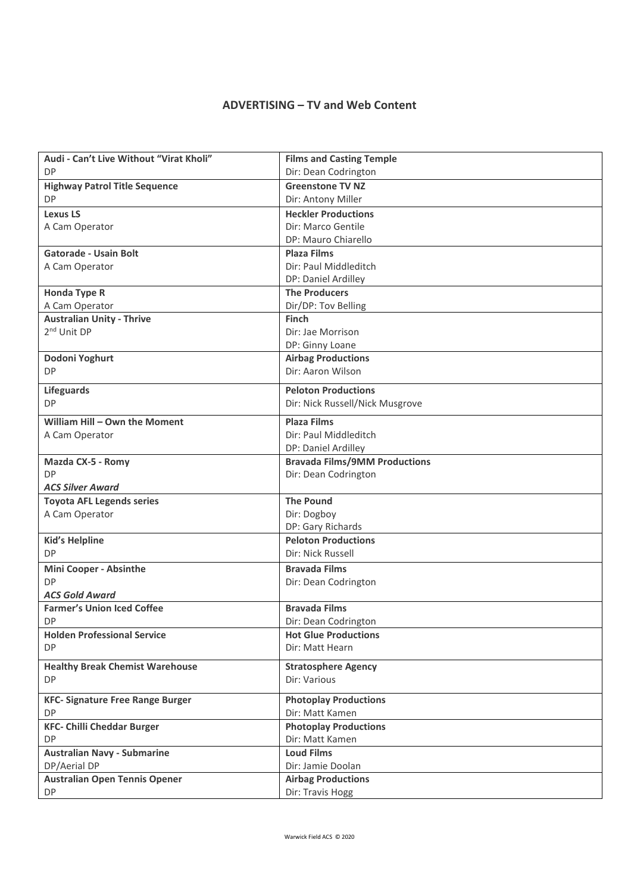## ADVERTISING – TV and Web Content

| | |
|---|---|
| **Audi - Can't Live Without "Virat Kholi"**<br>DP | **Films and Casting Temple**<br>Dir: Dean Codrington |
| **Highway Patrol Title Sequence**<br>DP | **Greenstone TV NZ**<br>Dir: Antony Miller |
| **Lexus LS**<br>A Cam Operator | **Heckler Productions**<br>Dir: Marco Gentile<br>DP: Mauro Chiarello |
| **Gatorade - Usain Bolt**<br>A Cam Operator | **Plaza Films**<br>Dir: Paul Middleditch<br>DP: Daniel Ardilley |
| **Honda Type R**<br>A Cam Operator | **The Producers**<br>Dir/DP: Tov Belling |
| **Australian Unity - Thrive**<br>2nd Unit DP | **Finch**<br>Dir: Jae Morrison<br>DP: Ginny Loane |
| **Dodoni Yoghurt**<br>DP | **Airbag Productions**<br>Dir: Aaron Wilson |
| **Lifeguards**<br>DP | **Peloton Productions**<br>Dir: Nick Russell/Nick Musgrove |
| **William Hill – Own the Moment**<br>A Cam Operator | **Plaza Films**<br>Dir: Paul Middleditch<br>DP: Daniel Ardilley |
| **Mazda CX-5 - Romy**<br>DP<br>***ACS Silver Award*** | **Bravada Films/9MM Productions**<br>Dir: Dean Codrington |
| **Toyota AFL Legends series**<br>A Cam Operator | **The Pound**<br>Dir: Dogboy<br>DP: Gary Richards |
| **Kid's Helpline**<br>DP | **Peloton Productions**<br>Dir: Nick Russell |
| **Mini Cooper - Absinthe**<br>DP<br>***ACS Gold Award*** | **Bravada Films**<br>Dir: Dean Codrington |
| **Farmer's Union Iced Coffee**<br>DP | **Bravada Films**<br>Dir: Dean Codrington |
| **Holden Professional Service**<br>DP | **Hot Glue Productions**<br>Dir: Matt Hearn |
| **Healthy Break Chemist Warehouse**<br>DP | **Stratosphere Agency**<br>Dir: Various |
| **KFC- Signature Free Range Burger**<br>DP | **Photoplay Productions**<br>Dir: Matt Kamen |
| **KFC- Chilli Cheddar Burger**<br>DP | **Photoplay Productions**<br>Dir: Matt Kamen |
| **Australian Navy - Submarine**<br>DP/Aerial DP | **Loud Films**<br>Dir: Jamie Doolan |
| **Australian Open Tennis Opener**<br>DP | **Airbag Productions**<br>Dir: Travis Hogg |